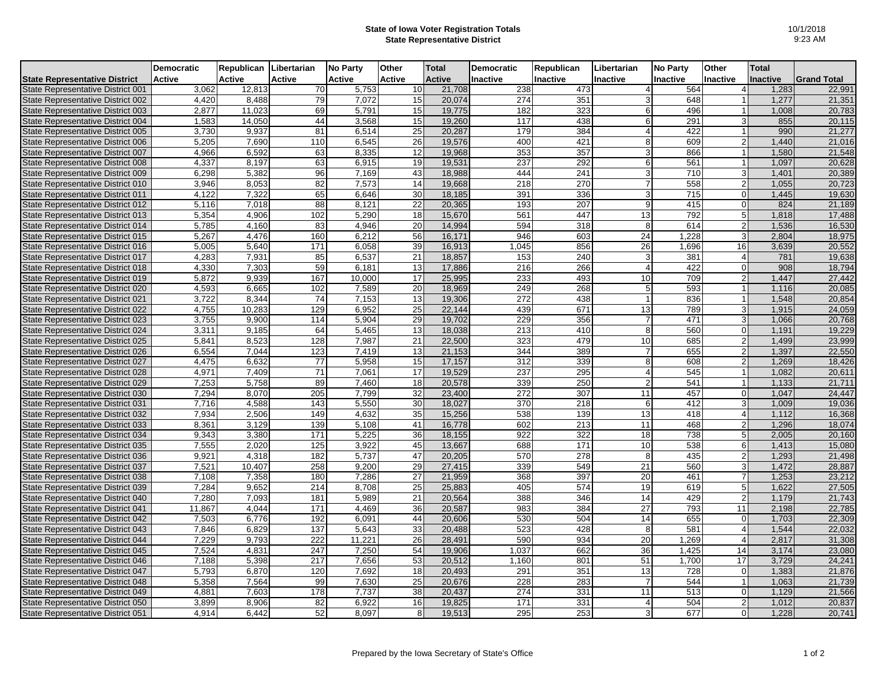# State of Iowa Voter Registration Totals
## State Representative District

10/1/2018
9:23 AM

| State Representative District | Democratic Active | Republican Active | Libertarian Active | No Party Active | Other Active | Total Active | Democratic Inactive | Republican Inactive | Libertarian Inactive | No Party Inactive | Other Inactive | Total Inactive | Grand Total |
|---|---|---|---|---|---|---|---|---|---|---|---|---|---|
| State Representative District 001 | 3,062 | 12,813 | 70 | 5,753 | 10 | 21,708 | 238 | 473 | 4 | 564 | 4 | 1,283 | 22,991 |
| State Representative District 002 | 4,420 | 8,488 | 79 | 7,072 | 15 | 20,074 | 274 | 351 | 3 | 648 | 1 | 1,277 | 21,351 |
| State Representative District 003 | 2,877 | 11,023 | 69 | 5,791 | 15 | 19,775 | 182 | 323 | 6 | 496 | 1 | 1,008 | 20,783 |
| State Representative District 004 | 1,583 | 14,050 | 44 | 3,568 | 15 | 19,260 | 117 | 438 | 6 | 291 | 3 | 855 | 20,115 |
| State Representative District 005 | 3,730 | 9,937 | 81 | 6,514 | 25 | 20,287 | 179 | 384 | 4 | 422 | 1 | 990 | 21,277 |
| State Representative District 006 | 5,205 | 7,690 | 110 | 6,545 | 26 | 19,576 | 400 | 421 | 8 | 609 | 2 | 1,440 | 21,016 |
| State Representative District 007 | 4,966 | 6,592 | 63 | 8,335 | 12 | 19,968 | 353 | 357 | 3 | 866 | 1 | 1,580 | 21,548 |
| State Representative District 008 | 4,337 | 8,197 | 63 | 6,915 | 19 | 19,531 | 237 | 292 | 6 | 561 | 1 | 1,097 | 20,628 |
| State Representative District 009 | 6,298 | 5,382 | 96 | 7,169 | 43 | 18,988 | 444 | 241 | 3 | 710 | 3 | 1,401 | 20,389 |
| State Representative District 010 | 3,946 | 8,053 | 82 | 7,573 | 14 | 19,668 | 218 | 270 | 7 | 558 | 2 | 1,055 | 20,723 |
| State Representative District 011 | 4,122 | 7,322 | 65 | 6,646 | 30 | 18,185 | 391 | 336 | 3 | 715 | 0 | 1,445 | 19,630 |
| State Representative District 012 | 5,116 | 7,018 | 88 | 8,121 | 22 | 20,365 | 193 | 207 | 9 | 415 | 0 | 824 | 21,189 |
| State Representative District 013 | 5,354 | 4,906 | 102 | 5,290 | 18 | 15,670 | 561 | 447 | 13 | 792 | 5 | 1,818 | 17,488 |
| State Representative District 014 | 5,785 | 4,160 | 83 | 4,946 | 20 | 14,994 | 594 | 318 | 8 | 614 | 2 | 1,536 | 16,530 |
| State Representative District 015 | 5,267 | 4,476 | 160 | 6,212 | 56 | 16,171 | 946 | 603 | 24 | 1,228 | 3 | 2,804 | 18,975 |
| State Representative District 016 | 5,005 | 5,640 | 171 | 6,058 | 39 | 16,913 | 1,045 | 856 | 26 | 1,696 | 16 | 3,639 | 20,552 |
| State Representative District 017 | 4,283 | 7,931 | 85 | 6,537 | 21 | 18,857 | 153 | 240 | 3 | 381 | 4 | 781 | 19,638 |
| State Representative District 018 | 4,330 | 7,303 | 59 | 6,181 | 13 | 17,886 | 216 | 266 | 4 | 422 | 0 | 908 | 18,794 |
| State Representative District 019 | 5,872 | 9,939 | 167 | 10,000 | 17 | 25,995 | 233 | 493 | 10 | 709 | 2 | 1,447 | 27,442 |
| State Representative District 020 | 4,593 | 6,665 | 102 | 7,589 | 20 | 18,969 | 249 | 268 | 5 | 593 | 1 | 1,116 | 20,085 |
| State Representative District 021 | 3,722 | 8,344 | 74 | 7,153 | 13 | 19,306 | 272 | 438 | 1 | 836 | 1 | 1,548 | 20,854 |
| State Representative District 022 | 4,755 | 10,283 | 129 | 6,952 | 25 | 22,144 | 439 | 671 | 13 | 789 | 3 | 1,915 | 24,059 |
| State Representative District 023 | 3,755 | 9,900 | 114 | 5,904 | 29 | 19,702 | 229 | 356 | 7 | 471 | 3 | 1,066 | 20,768 |
| State Representative District 024 | 3,311 | 9,185 | 64 | 5,465 | 13 | 18,038 | 213 | 410 | 8 | 560 | 0 | 1,191 | 19,229 |
| State Representative District 025 | 5,841 | 8,523 | 128 | 7,987 | 21 | 22,500 | 323 | 479 | 10 | 685 | 2 | 1,499 | 23,999 |
| State Representative District 026 | 6,554 | 7,044 | 123 | 7,419 | 13 | 21,153 | 344 | 389 | 7 | 655 | 2 | 1,397 | 22,550 |
| State Representative District 027 | 4,475 | 6,632 | 77 | 5,958 | 15 | 17,157 | 312 | 339 | 8 | 608 | 2 | 1,269 | 18,426 |
| State Representative District 028 | 4,971 | 7,409 | 71 | 7,061 | 17 | 19,529 | 237 | 295 | 4 | 545 | 1 | 1,082 | 20,611 |
| State Representative District 029 | 7,253 | 5,758 | 89 | 7,460 | 18 | 20,578 | 339 | 250 | 2 | 541 | 1 | 1,133 | 21,711 |
| State Representative District 030 | 7,294 | 8,070 | 205 | 7,799 | 32 | 23,400 | 272 | 307 | 11 | 457 | 0 | 1,047 | 24,447 |
| State Representative District 031 | 7,716 | 4,588 | 143 | 5,550 | 30 | 18,027 | 370 | 218 | 6 | 412 | 3 | 1,009 | 19,036 |
| State Representative District 032 | 7,934 | 2,506 | 149 | 4,632 | 35 | 15,256 | 538 | 139 | 13 | 418 | 4 | 1,112 | 16,368 |
| State Representative District 033 | 8,361 | 3,129 | 139 | 5,108 | 41 | 16,778 | 602 | 213 | 11 | 468 | 2 | 1,296 | 18,074 |
| State Representative District 034 | 9,343 | 3,380 | 171 | 5,225 | 36 | 18,155 | 922 | 322 | 18 | 738 | 5 | 2,005 | 20,160 |
| State Representative District 035 | 7,555 | 2,020 | 125 | 3,922 | 45 | 13,667 | 688 | 171 | 10 | 538 | 6 | 1,413 | 15,080 |
| State Representative District 036 | 9,921 | 4,318 | 182 | 5,737 | 47 | 20,205 | 570 | 278 | 8 | 435 | 2 | 1,293 | 21,498 |
| State Representative District 037 | 7,521 | 10,407 | 258 | 9,200 | 29 | 27,415 | 339 | 549 | 21 | 560 | 3 | 1,472 | 28,887 |
| State Representative District 038 | 7,108 | 7,358 | 180 | 7,286 | 27 | 21,959 | 368 | 397 | 20 | 461 | 7 | 1,253 | 23,212 |
| State Representative District 039 | 7,284 | 9,652 | 214 | 8,708 | 25 | 25,883 | 405 | 574 | 19 | 619 | 5 | 1,622 | 27,505 |
| State Representative District 040 | 7,280 | 7,093 | 181 | 5,989 | 21 | 20,564 | 388 | 346 | 14 | 429 | 2 | 1,179 | 21,743 |
| State Representative District 041 | 11,867 | 4,044 | 171 | 4,469 | 36 | 20,587 | 983 | 384 | 27 | 793 | 11 | 2,198 | 22,785 |
| State Representative District 042 | 7,503 | 6,776 | 192 | 6,091 | 44 | 20,606 | 530 | 504 | 14 | 655 | 0 | 1,703 | 22,309 |
| State Representative District 043 | 7,846 | 6,829 | 137 | 5,643 | 33 | 20,488 | 523 | 428 | 8 | 581 | 4 | 1,544 | 22,032 |
| State Representative District 044 | 7,229 | 9,793 | 222 | 11,221 | 26 | 28,491 | 590 | 934 | 20 | 1,269 | 4 | 2,817 | 31,308 |
| State Representative District 045 | 7,524 | 4,831 | 247 | 7,250 | 54 | 19,906 | 1,037 | 662 | 36 | 1,425 | 14 | 3,174 | 23,080 |
| State Representative District 046 | 7,188 | 5,398 | 217 | 7,656 | 53 | 20,512 | 1,160 | 801 | 51 | 1,700 | 17 | 3,729 | 24,241 |
| State Representative District 047 | 5,793 | 6,870 | 120 | 7,692 | 18 | 20,493 | 291 | 351 | 13 | 728 | 0 | 1,383 | 21,876 |
| State Representative District 048 | 5,358 | 7,564 | 99 | 7,630 | 25 | 20,676 | 228 | 283 | 7 | 544 | 1 | 1,063 | 21,739 |
| State Representative District 049 | 4,881 | 7,603 | 178 | 7,737 | 38 | 20,437 | 274 | 331 | 11 | 513 | 0 | 1,129 | 21,566 |
| State Representative District 050 | 3,899 | 8,906 | 82 | 6,922 | 16 | 19,825 | 171 | 331 | 4 | 504 | 2 | 1,012 | 20,837 |
| State Representative District 051 | 4,914 | 6,442 | 52 | 8,097 | 8 | 19,513 | 295 | 253 | 3 | 677 | 0 | 1,228 | 20,741 |

Prepared by the Iowa Secretary of State's Office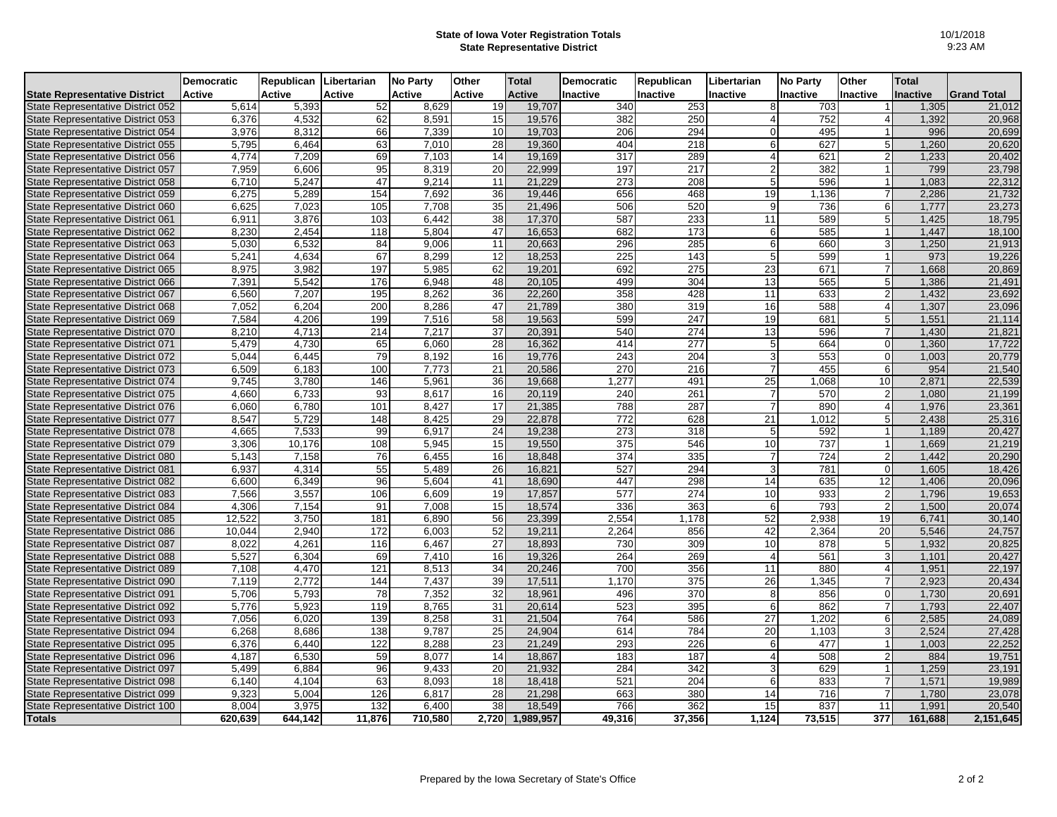# State of Iowa Voter Registration Totals
## State Representative District

10/1/2018
9:23 AM

| State Representative District | Democratic Active | Republican Active | Libertarian Active | No Party Active | Other Active | Total Active | Democratic Inactive | Republican Inactive | Libertarian Inactive | No Party Inactive | Other Inactive | Total Inactive | Grand Total |
|---|---|---|---|---|---|---|---|---|---|---|---|---|---|
| State Representative District 052 | 5,614 | 5,393 | 52 | 8,629 | 19 | 19,707 | 340 | 253 | 8 | 703 | 1 | 1,305 | 21,012 |
| State Representative District 053 | 6,376 | 4,532 | 62 | 8,591 | 15 | 19,576 | 382 | 250 | 4 | 752 | 4 | 1,392 | 20,968 |
| State Representative District 054 | 3,976 | 8,312 | 66 | 7,339 | 10 | 19,703 | 206 | 294 | 0 | 495 | 1 | 996 | 20,699 |
| State Representative District 055 | 5,795 | 6,464 | 63 | 7,010 | 28 | 19,360 | 404 | 218 | 6 | 627 | 5 | 1,260 | 20,620 |
| State Representative District 056 | 4,774 | 7,209 | 69 | 7,103 | 14 | 19,169 | 317 | 289 | 4 | 621 | 2 | 1,233 | 20,402 |
| State Representative District 057 | 7,959 | 6,606 | 95 | 8,319 | 20 | 22,999 | 197 | 217 | 2 | 382 | 1 | 799 | 23,798 |
| State Representative District 058 | 6,710 | 5,247 | 47 | 9,214 | 11 | 21,229 | 273 | 208 | 5 | 596 | 1 | 1,083 | 22,312 |
| State Representative District 059 | 6,275 | 5,289 | 154 | 7,692 | 36 | 19,446 | 656 | 468 | 19 | 1,136 | 7 | 2,286 | 21,732 |
| State Representative District 060 | 6,625 | 7,023 | 105 | 7,708 | 35 | 21,496 | 506 | 520 | 9 | 736 | 6 | 1,777 | 23,273 |
| State Representative District 061 | 6,911 | 3,876 | 103 | 6,442 | 38 | 17,370 | 587 | 233 | 11 | 589 | 5 | 1,425 | 18,795 |
| State Representative District 062 | 8,230 | 2,454 | 118 | 5,804 | 47 | 16,653 | 682 | 173 | 6 | 585 | 1 | 1,447 | 18,100 |
| State Representative District 063 | 5,030 | 6,532 | 84 | 9,006 | 11 | 20,663 | 296 | 285 | 6 | 660 | 3 | 1,250 | 21,913 |
| State Representative District 064 | 5,241 | 4,634 | 67 | 8,299 | 12 | 18,253 | 225 | 143 | 5 | 599 | 1 | 973 | 19,226 |
| State Representative District 065 | 8,975 | 3,982 | 197 | 5,985 | 62 | 19,201 | 692 | 275 | 23 | 671 | 7 | 1,668 | 20,869 |
| State Representative District 066 | 7,391 | 5,542 | 176 | 6,948 | 48 | 20,105 | 499 | 304 | 13 | 565 | 5 | 1,386 | 21,491 |
| State Representative District 067 | 6,560 | 7,207 | 195 | 8,262 | 36 | 22,260 | 358 | 428 | 11 | 633 | 2 | 1,432 | 23,692 |
| State Representative District 068 | 7,052 | 6,204 | 200 | 8,286 | 47 | 21,789 | 380 | 319 | 16 | 588 | 4 | 1,307 | 23,096 |
| State Representative District 069 | 7,584 | 4,206 | 199 | 7,516 | 58 | 19,563 | 599 | 247 | 19 | 681 | 5 | 1,551 | 21,114 |
| State Representative District 070 | 8,210 | 4,713 | 214 | 7,217 | 37 | 20,391 | 540 | 274 | 13 | 596 | 7 | 1,430 | 21,821 |
| State Representative District 071 | 5,479 | 4,730 | 65 | 6,060 | 28 | 16,362 | 414 | 277 | 5 | 664 | 0 | 1,360 | 17,722 |
| State Representative District 072 | 5,044 | 6,445 | 79 | 8,192 | 16 | 19,776 | 243 | 204 | 3 | 553 | 0 | 1,003 | 20,779 |
| State Representative District 073 | 6,509 | 6,183 | 100 | 7,773 | 21 | 20,586 | 270 | 216 | 7 | 455 | 6 | 954 | 21,540 |
| State Representative District 074 | 9,745 | 3,780 | 146 | 5,961 | 36 | 19,668 | 1,277 | 491 | 25 | 1,068 | 10 | 2,871 | 22,539 |
| State Representative District 075 | 4,660 | 6,733 | 93 | 8,617 | 16 | 20,119 | 240 | 261 | 7 | 570 | 2 | 1,080 | 21,199 |
| State Representative District 076 | 6,060 | 6,780 | 101 | 8,427 | 17 | 21,385 | 788 | 287 | 7 | 890 | 4 | 1,976 | 23,361 |
| State Representative District 077 | 8,547 | 5,729 | 148 | 8,425 | 29 | 22,878 | 772 | 628 | 21 | 1,012 | 5 | 2,438 | 25,316 |
| State Representative District 078 | 4,665 | 7,533 | 99 | 6,917 | 24 | 19,238 | 273 | 318 | 5 | 592 | 1 | 1,189 | 20,427 |
| State Representative District 079 | 3,306 | 10,176 | 108 | 5,945 | 15 | 19,550 | 375 | 546 | 10 | 737 | 1 | 1,669 | 21,219 |
| State Representative District 080 | 5,143 | 7,158 | 76 | 6,455 | 16 | 18,848 | 374 | 335 | 7 | 724 | 2 | 1,442 | 20,290 |
| State Representative District 081 | 6,937 | 4,314 | 55 | 5,489 | 26 | 16,821 | 527 | 294 | 3 | 781 | 0 | 1,605 | 18,426 |
| State Representative District 082 | 6,600 | 6,349 | 96 | 5,604 | 41 | 18,690 | 447 | 298 | 14 | 635 | 12 | 1,406 | 20,096 |
| State Representative District 083 | 7,566 | 3,557 | 106 | 6,609 | 19 | 17,857 | 577 | 274 | 10 | 933 | 2 | 1,796 | 19,653 |
| State Representative District 084 | 4,306 | 7,154 | 91 | 7,008 | 15 | 18,574 | 336 | 363 | 6 | 793 | 2 | 1,500 | 20,074 |
| State Representative District 085 | 12,522 | 3,750 | 181 | 6,890 | 56 | 23,399 | 2,554 | 1,178 | 52 | 2,938 | 19 | 6,741 | 30,140 |
| State Representative District 086 | 10,044 | 2,940 | 172 | 6,003 | 52 | 19,211 | 2,264 | 856 | 42 | 2,364 | 20 | 5,546 | 24,757 |
| State Representative District 087 | 8,022 | 4,261 | 116 | 6,467 | 27 | 18,893 | 730 | 309 | 10 | 878 | 5 | 1,932 | 20,825 |
| State Representative District 088 | 5,527 | 6,304 | 69 | 7,410 | 16 | 19,326 | 264 | 269 | 4 | 561 | 3 | 1,101 | 20,427 |
| State Representative District 089 | 7,108 | 4,470 | 121 | 8,513 | 34 | 20,246 | 700 | 356 | 11 | 880 | 4 | 1,951 | 22,197 |
| State Representative District 090 | 7,119 | 2,772 | 144 | 7,437 | 39 | 17,511 | 1,170 | 375 | 26 | 1,345 | 7 | 2,923 | 20,434 |
| State Representative District 091 | 5,706 | 5,793 | 78 | 7,352 | 32 | 18,961 | 496 | 370 | 8 | 856 | 0 | 1,730 | 20,691 |
| State Representative District 092 | 5,776 | 5,923 | 119 | 8,765 | 31 | 20,614 | 523 | 395 | 6 | 862 | 7 | 1,793 | 22,407 |
| State Representative District 093 | 7,056 | 6,020 | 139 | 8,258 | 31 | 21,504 | 764 | 586 | 27 | 1,202 | 6 | 2,585 | 24,089 |
| State Representative District 094 | 6,268 | 8,686 | 138 | 9,787 | 25 | 24,904 | 614 | 784 | 20 | 1,103 | 3 | 2,524 | 27,428 |
| State Representative District 095 | 6,376 | 6,440 | 122 | 8,288 | 23 | 21,249 | 293 | 226 | 6 | 477 | 1 | 1,003 | 22,252 |
| State Representative District 096 | 4,187 | 6,530 | 59 | 8,077 | 14 | 18,867 | 183 | 187 | 4 | 508 | 2 | 884 | 19,751 |
| State Representative District 097 | 5,499 | 6,884 | 96 | 9,433 | 20 | 21,932 | 284 | 342 | 3 | 629 | 1 | 1,259 | 23,191 |
| State Representative District 098 | 6,140 | 4,104 | 63 | 8,093 | 18 | 18,418 | 521 | 204 | 6 | 833 | 7 | 1,571 | 19,989 |
| State Representative District 099 | 9,323 | 5,004 | 126 | 6,817 | 28 | 21,298 | 663 | 380 | 14 | 716 | 7 | 1,780 | 23,078 |
| State Representative District 100 | 8,004 | 3,975 | 132 | 6,400 | 38 | 18,549 | 766 | 362 | 15 | 837 | 11 | 1,991 | 20,540 |
| **Totals** | **620,639** | **644,142** | **11,876** | **710,580** | **2,720** | **1,989,957** | **49,316** | **37,356** | **1,124** | **73,515** | **377** | **161,688** | **2,151,645** |

Prepared by the Iowa Secretary of State's Office